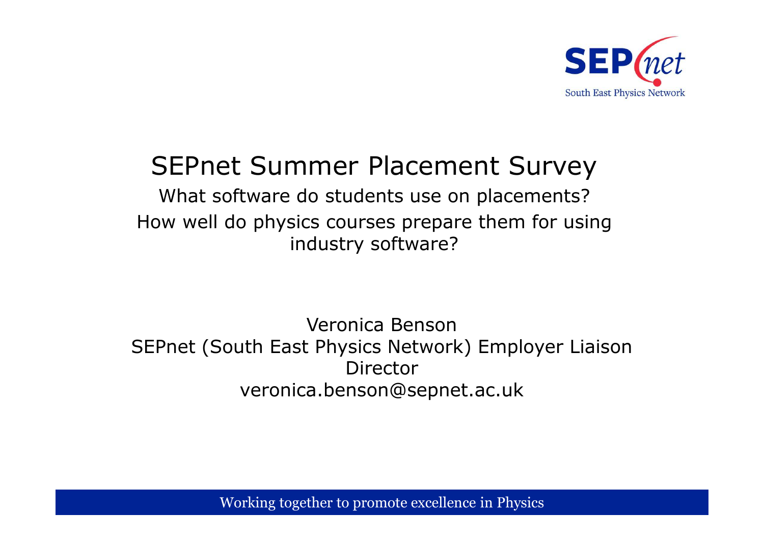# SEPnet Summer Placement Survey

What software do students use on placements?

How well do physics courses prepare them for using industry software?

Veronica Benson

SEPnet (South East Physics Network) Employer Liaison Director

veronica.benson@sepnet.ac.uk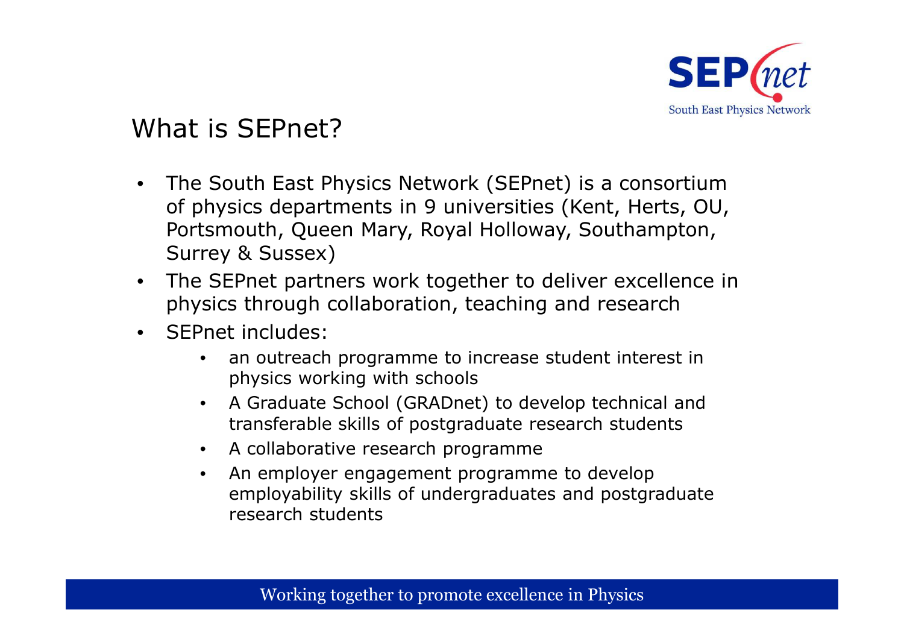## What is SEPnet?

- The South East Physics Network (SEPnet) is a consortium of physics departments in 9 universities (Kent, Herts, OU, Portsmouth, Queen Mary, Royal Holloway, Southampton, Surrey & Sussex)
- The SEPnet partners work together to deliver excellence in physics through collaboration, teaching and research
- SEPnet includes:
  - an outreach programme to increase student interest in physics working with schools
  - A Graduate School (GRADnet) to develop technical and transferable skills of postgraduate research students
  - A collaborative research programme
  - An employer engagement programme to develop employability skills of undergraduates and postgraduate research students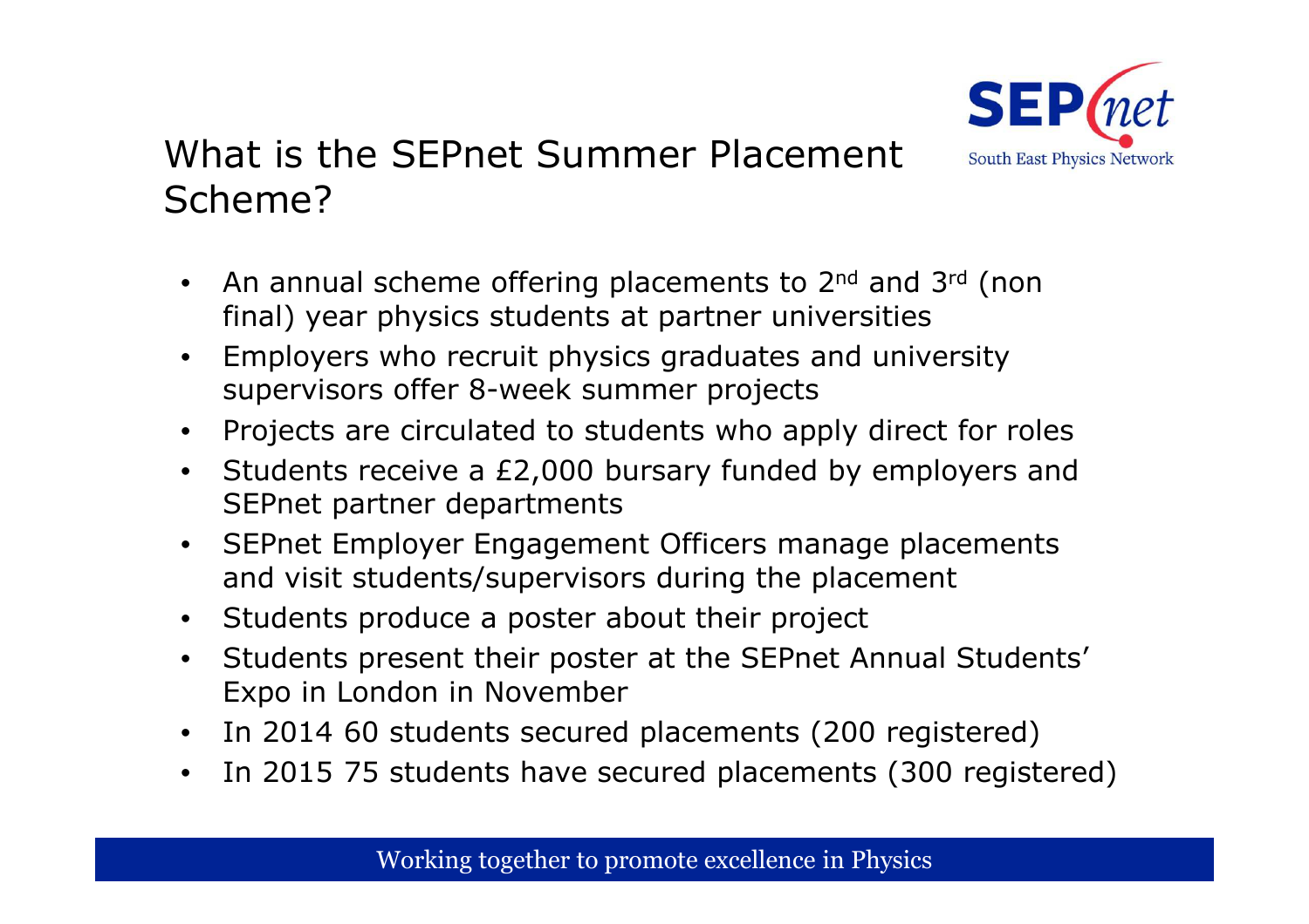## What is the SEPnet Summer Placement Scheme?

- An annual scheme offering placements to 2nd and 3rd (non final) year physics students at partner universities
- Employers who recruit physics graduates and university supervisors offer 8-week summer projects
- Projects are circulated to students who apply direct for roles
- Students receive a £2,000 bursary funded by employers and SEPnet partner departments
- SEPnet Employer Engagement Officers manage placements and visit students/supervisors during the placement
- Students produce a poster about their project
- Students present their poster at the SEPnet Annual Students' Expo in London in November
- In 2014 60 students secured placements (200 registered)
- In 2015 75 students have secured placements (300 registered)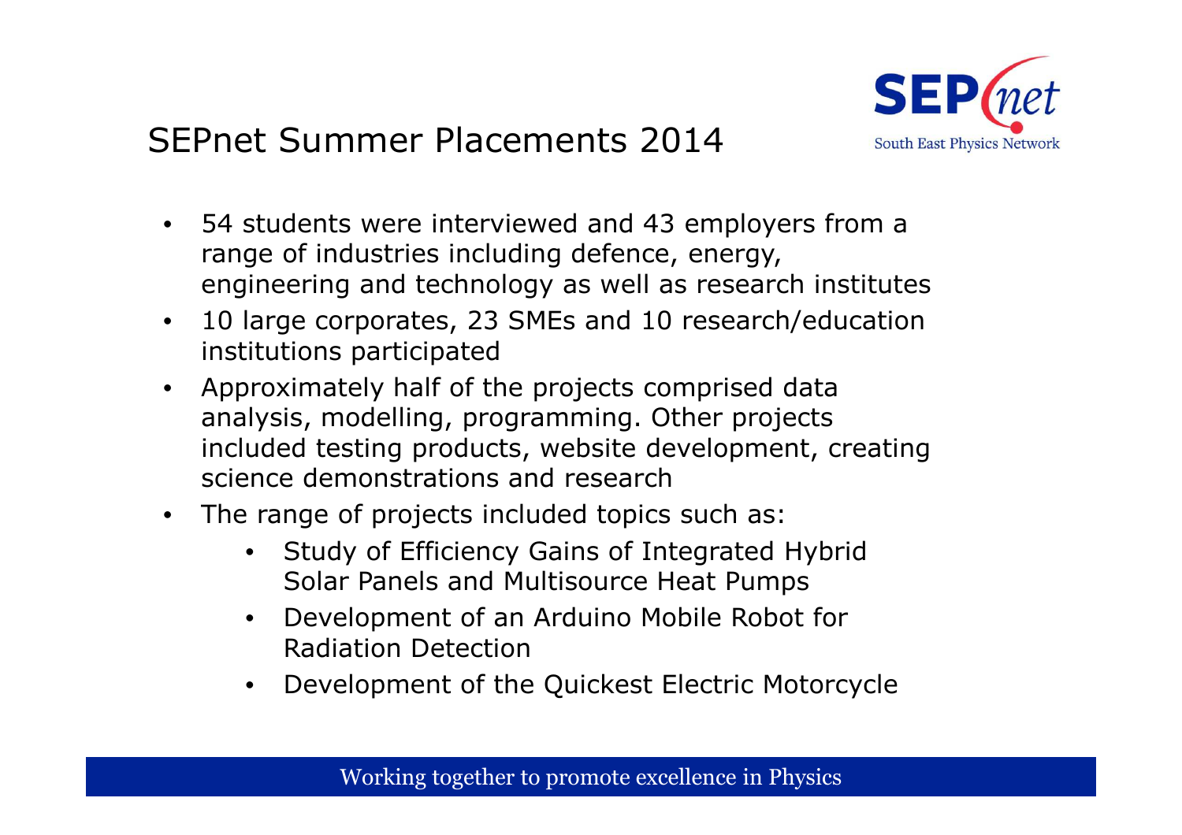# SEPnet Summer Placements 2014

- 54 students were interviewed and 43 employers from a range of industries including defence, energy, engineering and technology as well as research institutes
- 10 large corporates, 23 SMEs and 10 research/education institutions participated
- Approximately half of the projects comprised data analysis, modelling, programming. Other projects included testing products, website development, creating science demonstrations and research
- The range of projects included topics such as:
  - Study of Efficiency Gains of Integrated Hybrid Solar Panels and Multisource Heat Pumps
  - Development of an Arduino Mobile Robot for Radiation Detection
  - Development of the Quickest Electric Motorcycle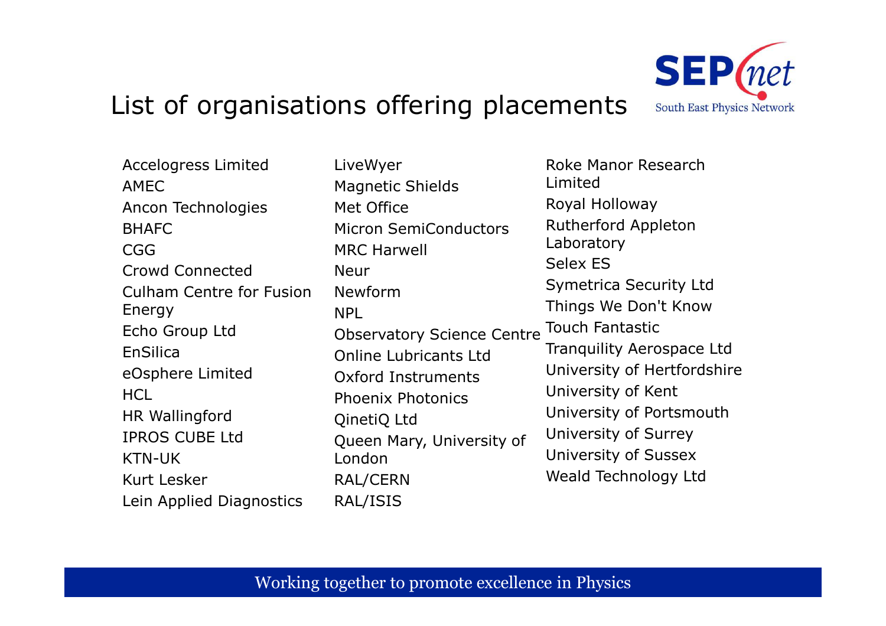# List of organisations offering placements

- Accelogress Limited
- AMEC
- Ancon Technologies
- BHAFC
- CGG
- Crowd Connected
- Culham Centre for Fusion Energy
- Echo Group Ltd
- EnSilica
- eOsphere Limited
- HCL
- HR Wallingford
- IPROS CUBE Ltd
- KTN-UK
- Kurt Lesker
- Lein Applied Diagnostics
- LiveWyer
- Magnetic Shields
- Met Office
- Micron SemiConductors
- MRC Harwell
- Neur
- Newform
- NPL
- Observatory Science Centre
- Online Lubricants Ltd
- Oxford Instruments
- Phoenix Photonics
- QinetiQ Ltd
- Queen Mary, University of London
- RAL/CERN
- RAL/ISIS
- Roke Manor Research Limited
- Royal Holloway
- Rutherford Appleton Laboratory
- Selex ES
- Symetrica Security Ltd
- Things We Don't Know
- Touch Fantastic
- Tranquility Aerospace Ltd
- University of Hertfordshire
- University of Kent
- University of Portsmouth
- University of Surrey
- University of Sussex
- Weald Technology Ltd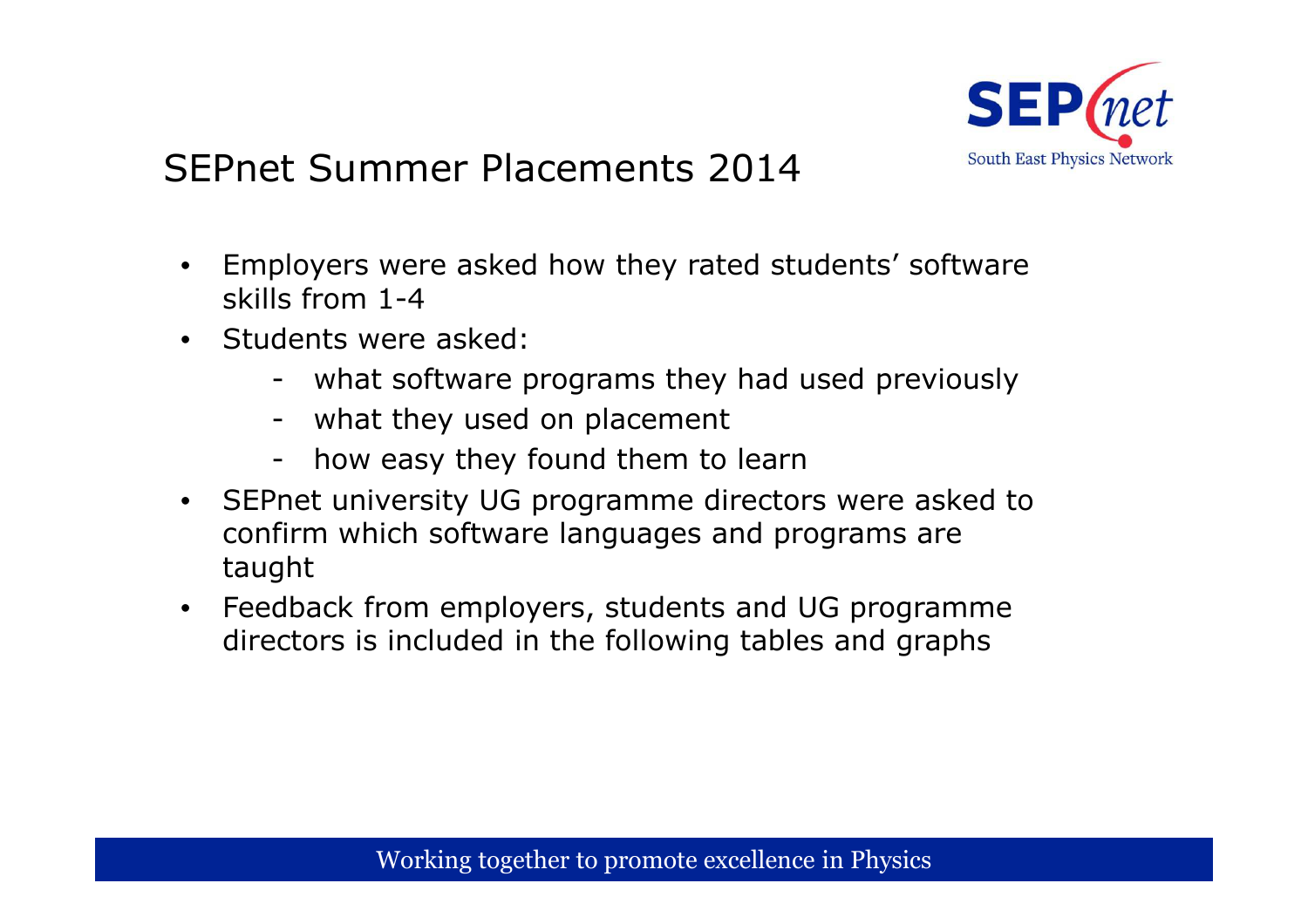## SEPnet Summer Placements 2014

- Employers were asked how they rated students' software skills from 1-4
- Students were asked:
  - what software programs they had used previously
  - what they used on placement
  - how easy they found them to learn
- SEPnet university UG programme directors were asked to confirm which software languages and programs are taught
- Feedback from employers, students and UG programme directors is included in the following tables and graphs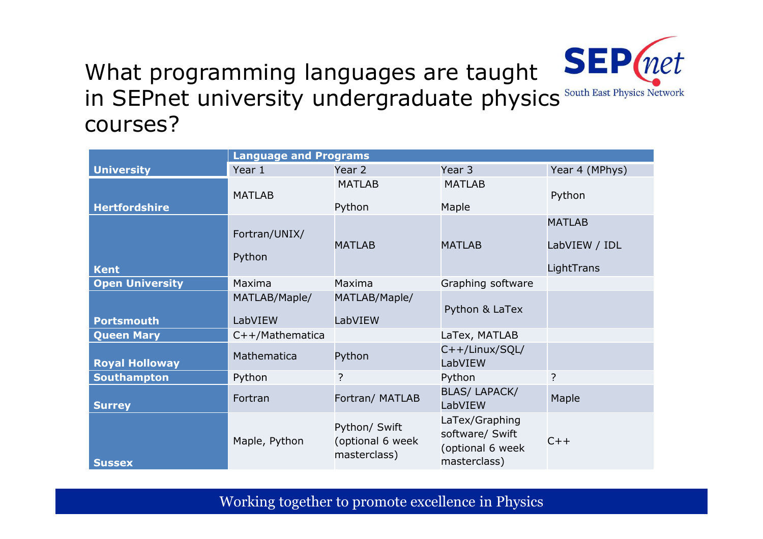# What programming languages are taught in SEPnet university undergraduate physics courses?

| University | Language and Programs | | | |
|---|---|---|---|---|
| | Year 1 | Year 2 | Year 3 | Year 4 (MPhys) |
| Hertfordshire | MATLAB | MATLAB Python | MATLAB Maple | Python |
| Kent | Fortran/UNIX/ Python | MATLAB | MATLAB | MATLAB LabVIEW / IDL LightTrans |
| Open University | Maxima | Maxima | Graphing software | |
| Portsmouth | MATLAB/Maple/ LabVIEW | MATLAB/Maple/ LabVIEW | Python & LaTex | |
| Queen Mary | C++/Mathematica | | LaTex, MATLAB | |
| Royal Holloway | Mathematica | Python | C++/Linux/SQL/ LabVIEW | |
| Southampton | Python | ? | Python | ? |
| Surrey | Fortran | Fortran/ MATLAB | BLAS/ LAPACK/ LabVIEW | Maple |
| Sussex | Maple, Python | Python/ Swift (optional 6 week masterclass) | LaTex/Graphing software/ Swift (optional 6 week masterclass) | C++ |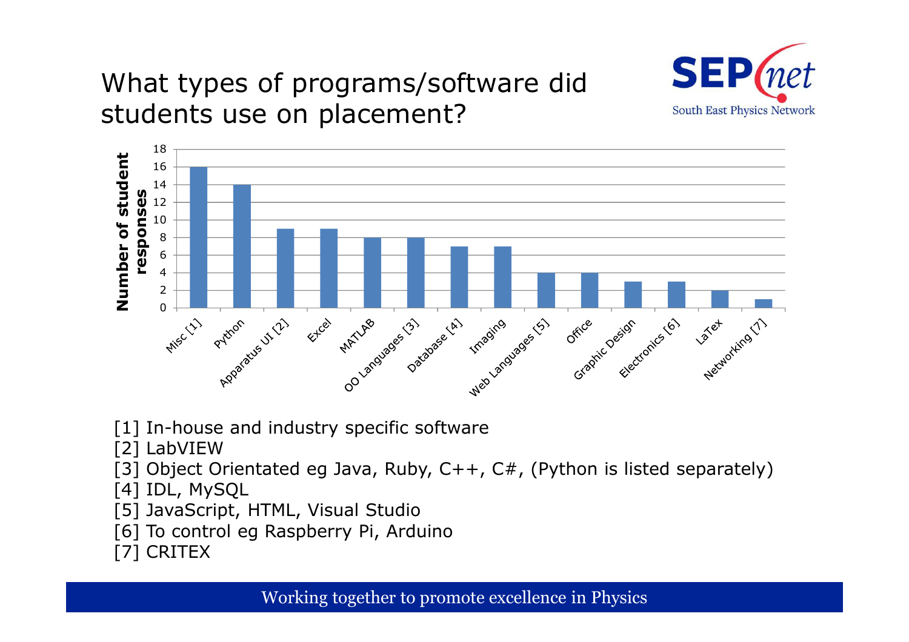# What types of programs/software did students use on placement?

| Software | Number of student responses |
|---|---|
| Misc [1] | 16 |
| Python | 14 |
| Apparatus UI [2] | 9 |
| Excel | 9 |
| MATLAB | 8 |
| OO Languages [3] | 8 |
| Database [4] | 7 |
| Imaging | 7 |
| Web Languages [5] | 4 |
| Office | 4 |
| Graphic Design | 3 |
| Electronics [6] | 3 |
| LaTex | 2 |
| Networking [7] | 1 |

[1] In-house and industry specific software
[2] LabVIEW
[3] Object Orientated eg Java, Ruby, C++, C#, (Python is listed separately)
[4] IDL, MySQL
[5] JavaScript, HTML, Visual Studio
[6] To control eg Raspberry Pi, Arduino
[7] CRITEX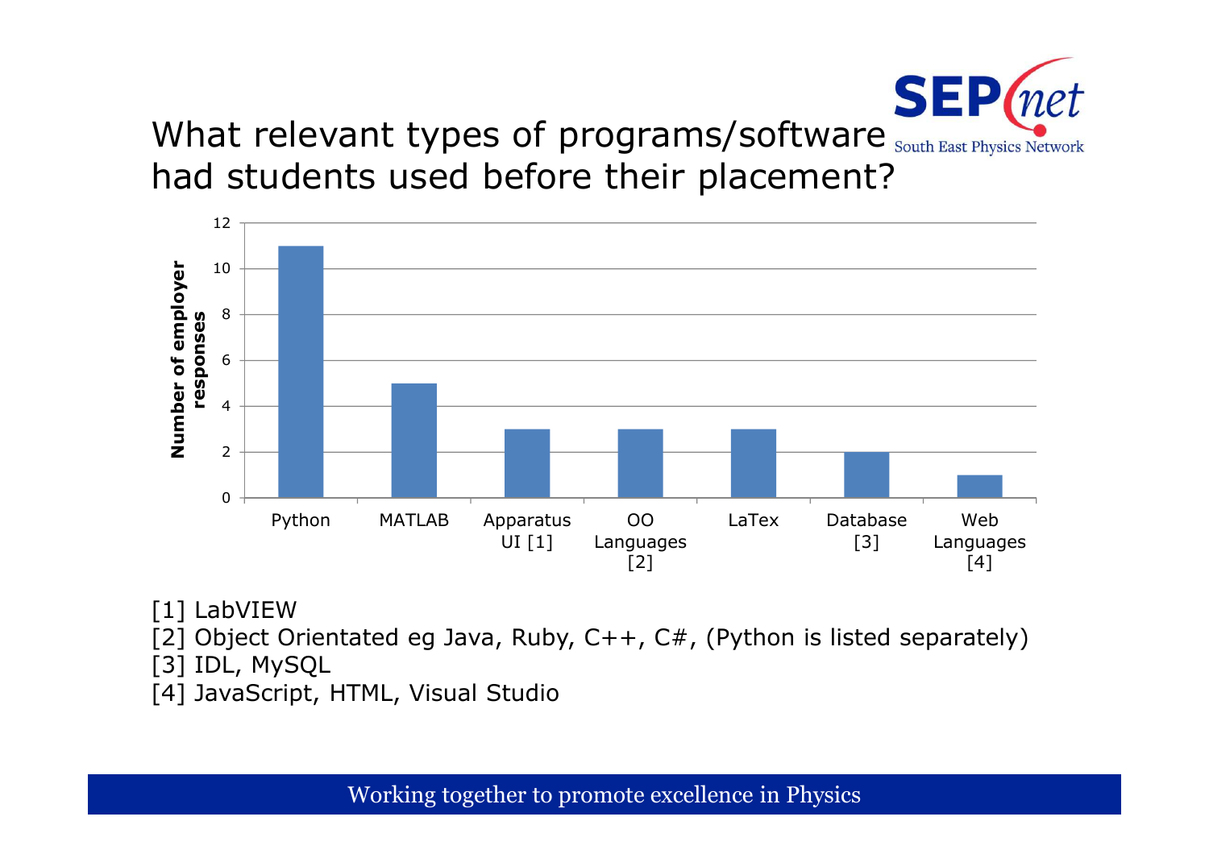# What relevant types of programs/software had students used before their placement?

| Program/Software | Number of employer responses |
|---|---|
| Python | 11 |
| MATLAB | 5 |
| Apparatus UI [1] | 3 |
| OO Languages [2] | 3 |
| LaTex | 3 |
| Database [3] | 2 |
| Web Languages [4] | 1 |

[1] LabVIEW
[2] Object Orientated eg Java, Ruby, C++, C#, (Python is listed separately)
[3] IDL, MySQL
[4] JavaScript, HTML, Visual Studio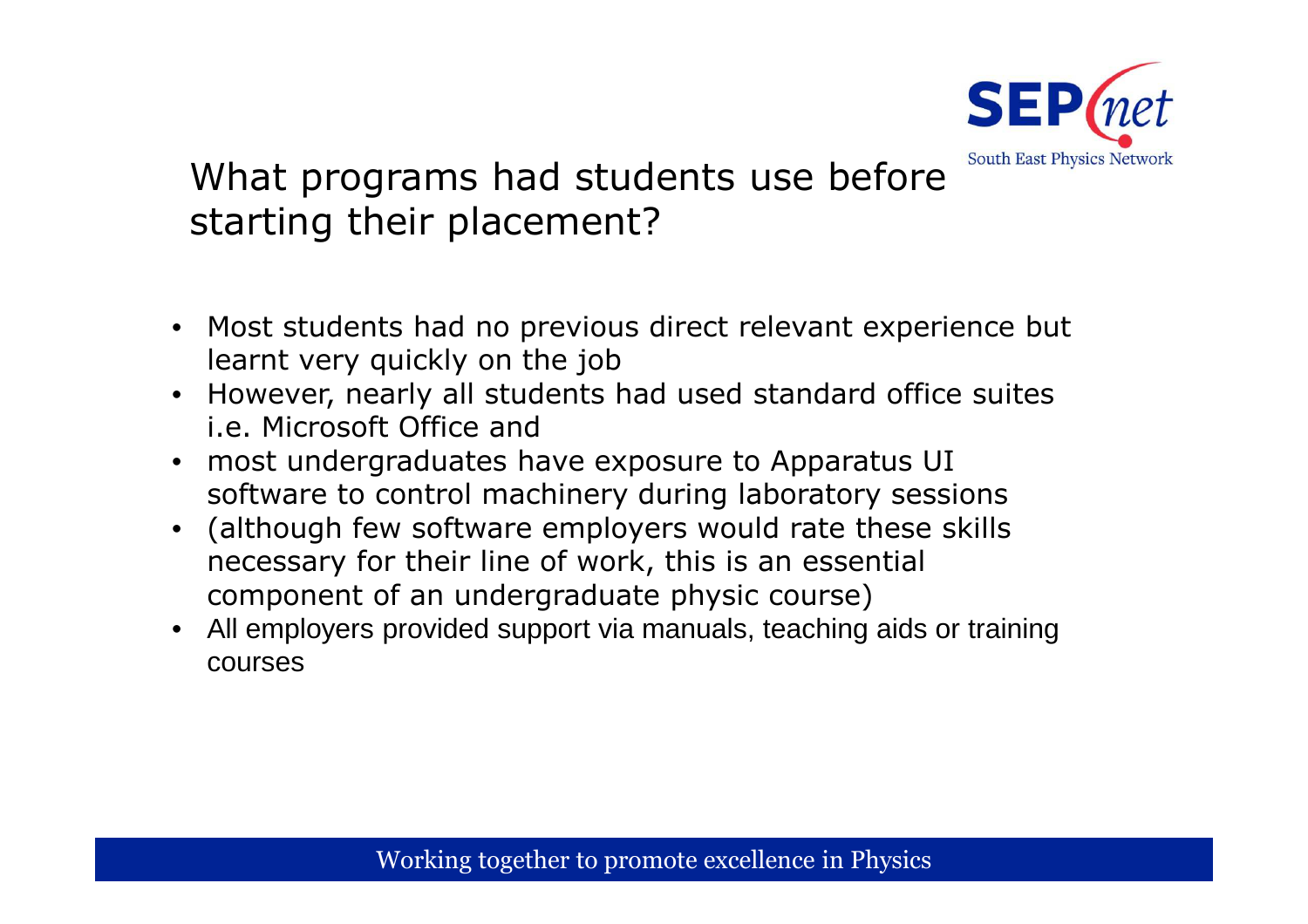## What programs had students use before starting their placement?

- Most students had no previous direct relevant experience but learnt very quickly on the job
- However, nearly all students had used standard office suites i.e. Microsoft Office and
- most undergraduates have exposure to Apparatus UI software to control machinery during laboratory sessions
- (although few software employers would rate these skills necessary for their line of work, this is an essential component of an undergraduate physic course)
- All employers provided support via manuals, teaching aids or training courses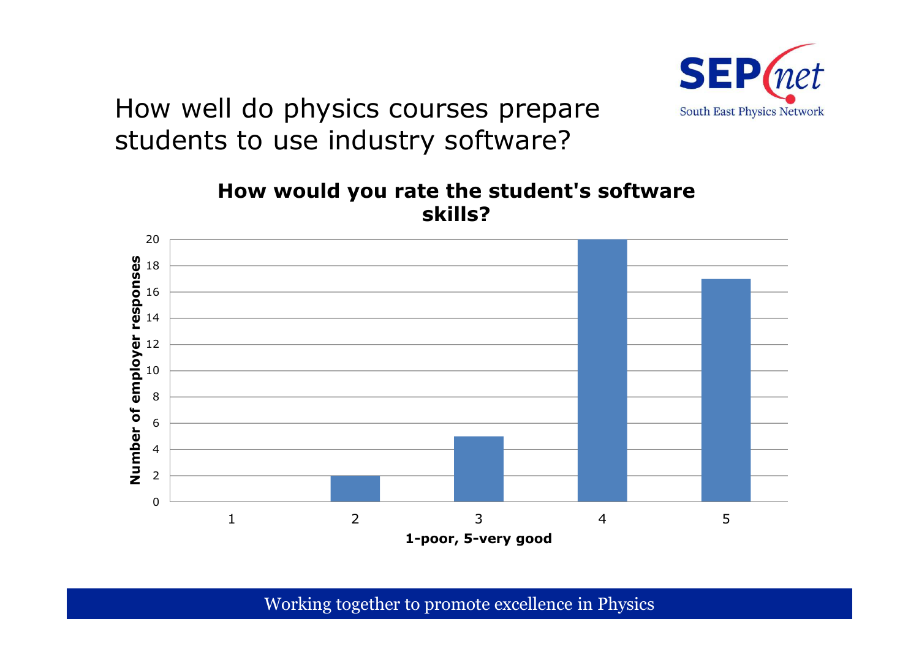# How well do physics courses prepare students to use industry software?

**How would you rate the student's software skills?**

| 1-poor, 5-very good | Number of employer responses |
|---|---|
| 1 | 0 |
| 2 | 2 |
| 3 | 5 |
| 4 | 20 |
| 5 | 17 |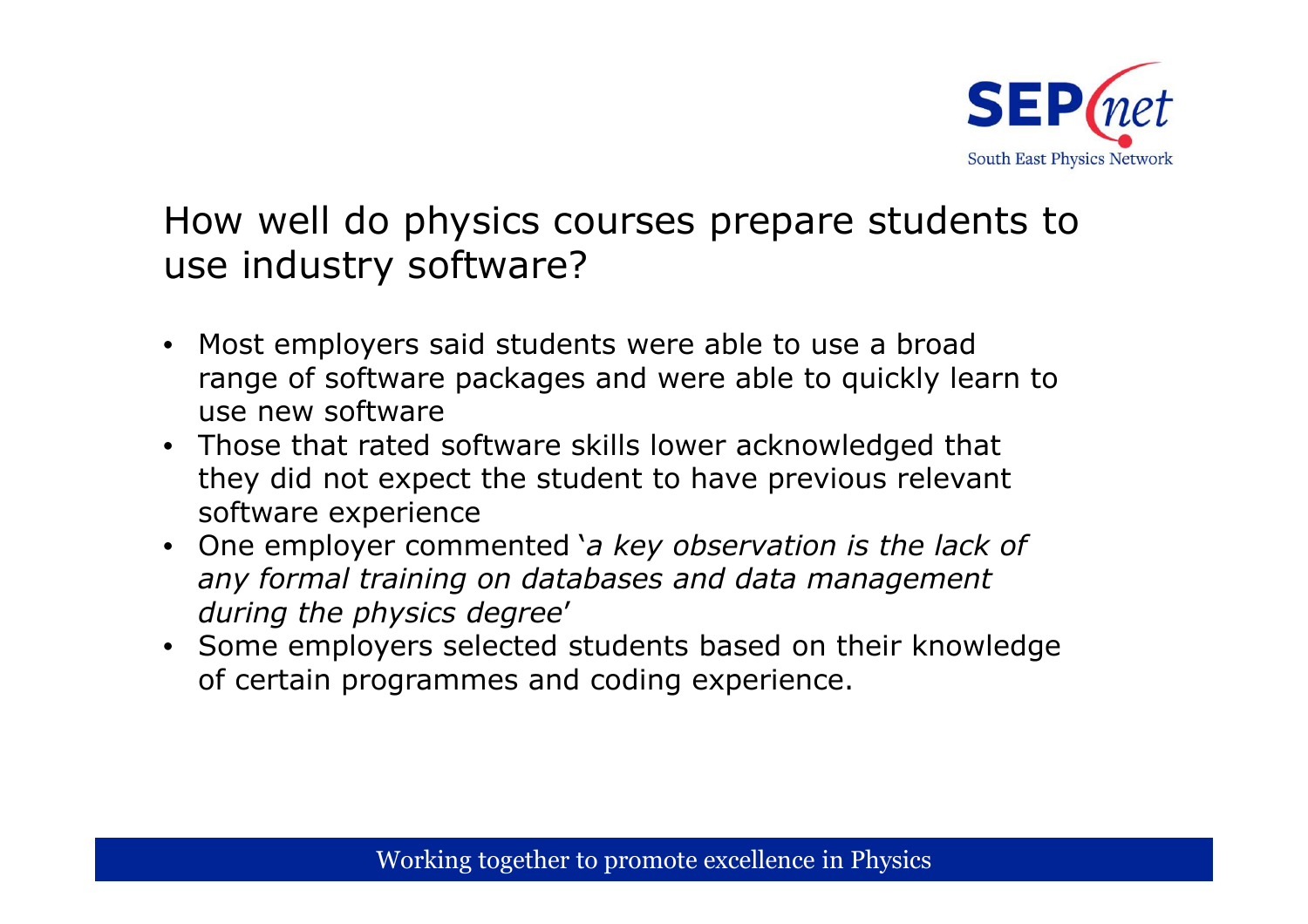## How well do physics courses prepare students to use industry software?

- Most employers said students were able to use a broad range of software packages and were able to quickly learn to use new software
- Those that rated software skills lower acknowledged that they did not expect the student to have previous relevant software experience
- One employer commented '*a key observation is the lack of any formal training on databases and data management during the physics degree*'
- Some employers selected students based on their knowledge of certain programmes and coding experience.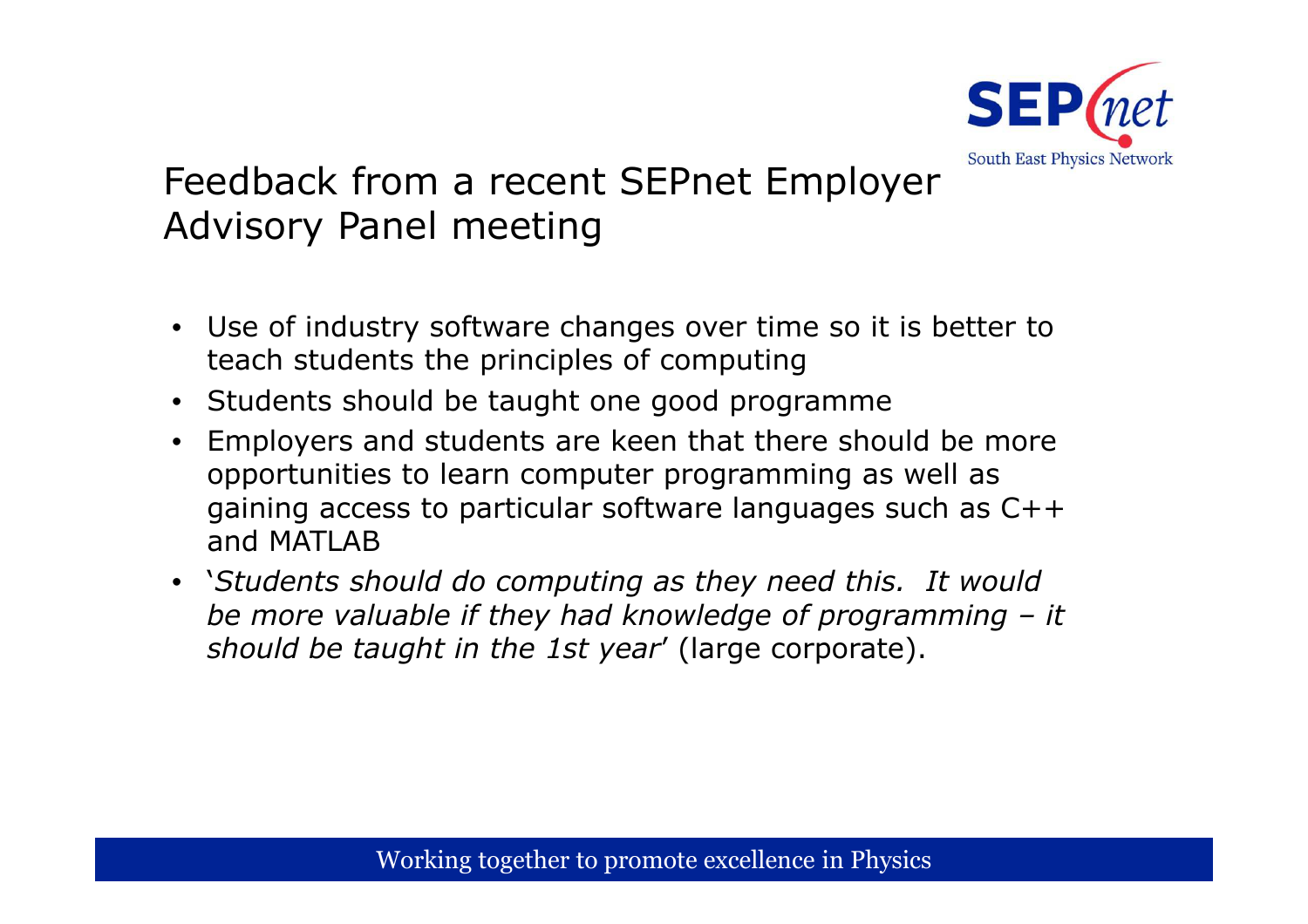# Feedback from a recent SEPnet Employer Advisory Panel meeting

- Use of industry software changes over time so it is better to teach students the principles of computing
- Students should be taught one good programme
- Employers and students are keen that there should be more opportunities to learn computer programming as well as gaining access to particular software languages such as C++ and MATLAB
- '*Students should do computing as they need this. It would be more valuable if they had knowledge of programming – it should be taught in the 1st year*' (large corporate).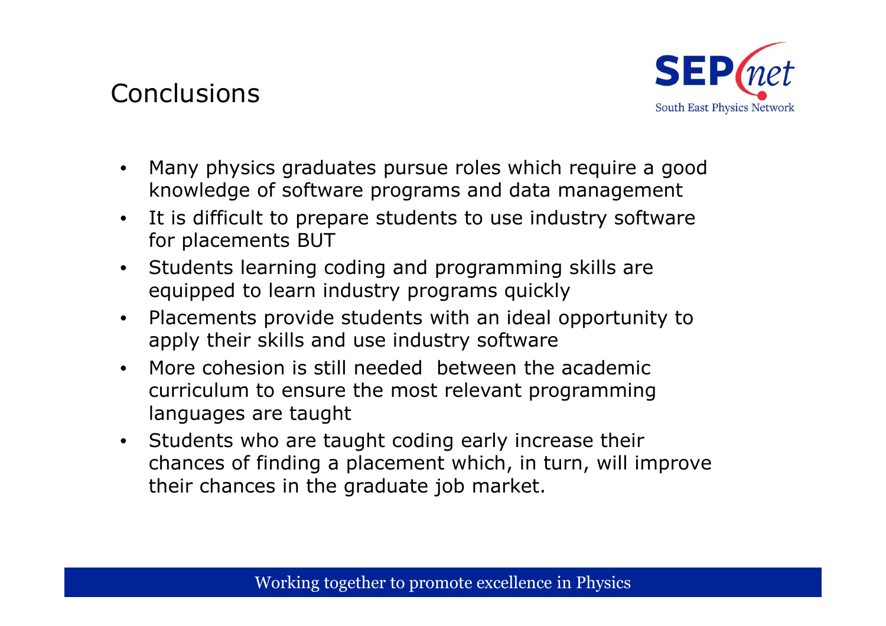# Conclusions

- Many physics graduates pursue roles which require a good knowledge of software programs and data management
- It is difficult to prepare students to use industry software for placements BUT
- Students learning coding and programming skills are equipped to learn industry programs quickly
- Placements provide students with an ideal opportunity to apply their skills and use industry software
- More cohesion is still needed between the academic curriculum to ensure the most relevant programming languages are taught
- Students who are taught coding early increase their chances of finding a placement which, in turn, will improve their chances in the graduate job market.